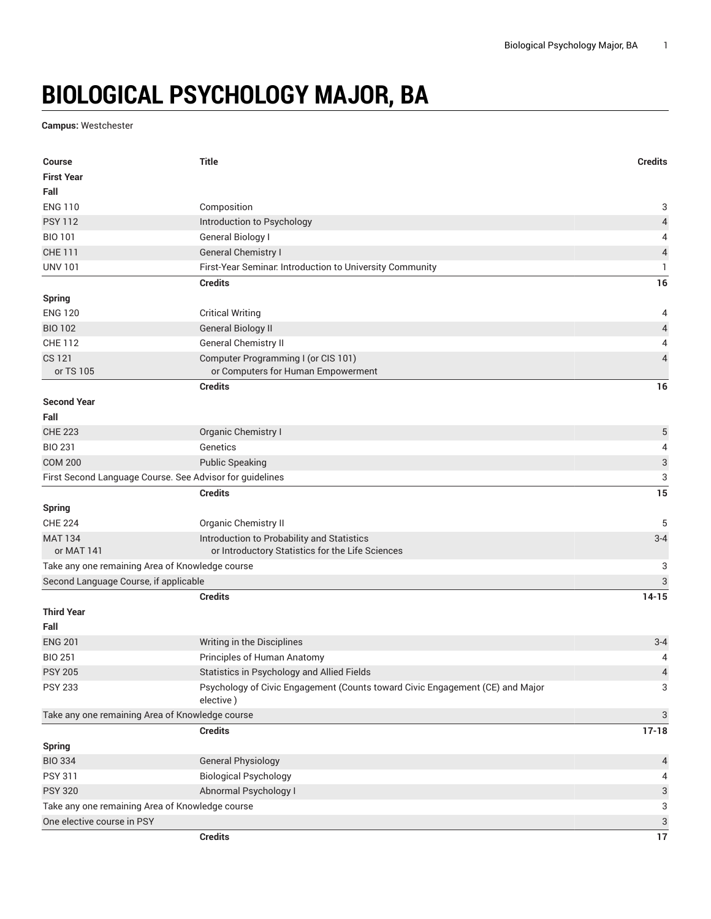# BIOLOGICAL PSYCHOLOGY MAJOR, BA

**Campus:** Westchester

| Course | Title | Credits |
| --- | --- | --- |
| **First Year** | | |
| **Fall** | | |
| ENG 110 | Composition | 3 |
| PSY 112 | Introduction to Psychology | 4 |
| BIO 101 | General Biology I | 4 |
| CHE 111 | General Chemistry I | 4 |
| UNV 101 | First-Year Seminar: Introduction to University Community | 1 |
| | **Credits** | **16** |
| **Spring** | | |
| ENG 120 | Critical Writing | 4 |
| BIO 102 | General Biology II | 4 |
| CHE 112 | General Chemistry II | 4 |
| CS 121 or TS 105 | Computer Programming I (or CIS 101) or Computers for Human Empowerment | 4 |
| | **Credits** | **16** |
| **Second Year** | | |
| **Fall** | | |
| CHE 223 | Organic Chemistry I | 5 |
| BIO 231 | Genetics | 4 |
| COM 200 | Public Speaking | 3 |
| First Second Language Course. See Advisor for guidelines | | 3 |
| | **Credits** | **15** |
| **Spring** | | |
| CHE 224 | Organic Chemistry II | 5 |
| MAT 134 or MAT 141 | Introduction to Probability and Statistics or Introductory Statistics for the Life Sciences | 3-4 |
| Take any one remaining Area of Knowledge course | | 3 |
| Second Language Course, if applicable | | 3 |
| | **Credits** | **14-15** |
| **Third Year** | | |
| **Fall** | | |
| ENG 201 | Writing in the Disciplines | 3-4 |
| BIO 251 | Principles of Human Anatomy | 4 |
| PSY 205 | Statistics in Psychology and Allied Fields | 4 |
| PSY 233 | Psychology of Civic Engagement (Counts toward Civic Engagement (CE) and Major elective ) | 3 |
| Take any one remaining Area of Knowledge course | | 3 |
| | **Credits** | **17-18** |
| **Spring** | | |
| BIO 334 | General Physiology | 4 |
| PSY 311 | Biological Psychology | 4 |
| PSY 320 | Abnormal Psychology I | 3 |
| Take any one remaining Area of Knowledge course | | 3 |
| One elective course in PSY | | 3 |
| | **Credits** | **17** |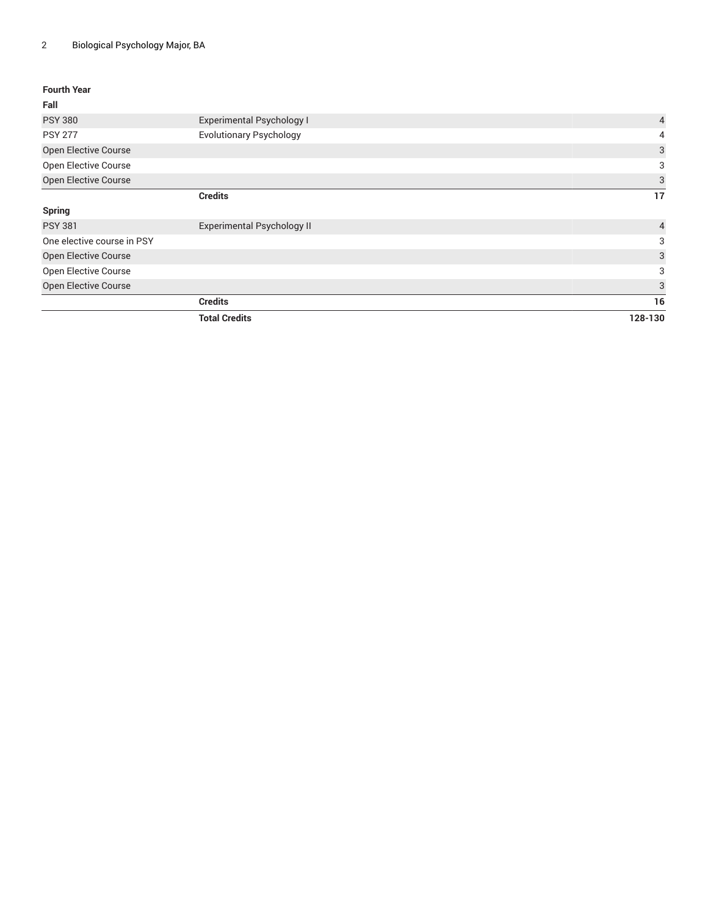| | | |
|---|---|---|
| **Fourth Year** | | |
| **Fall** | | |
| PSY 380 | Experimental Psychology I | 4 |
| PSY 277 | Evolutionary Psychology | 4 |
| Open Elective Course | | 3 |
| Open Elective Course | | 3 |
| Open Elective Course | | 3 |
| | **Credits** | **17** |
| **Spring** | | |
| PSY 381 | Experimental Psychology II | 4 |
| One elective course in PSY | | 3 |
| Open Elective Course | | 3 |
| Open Elective Course | | 3 |
| Open Elective Course | | 3 |
| | **Credits** | **16** |
| | **Total Credits** | **128-130** |